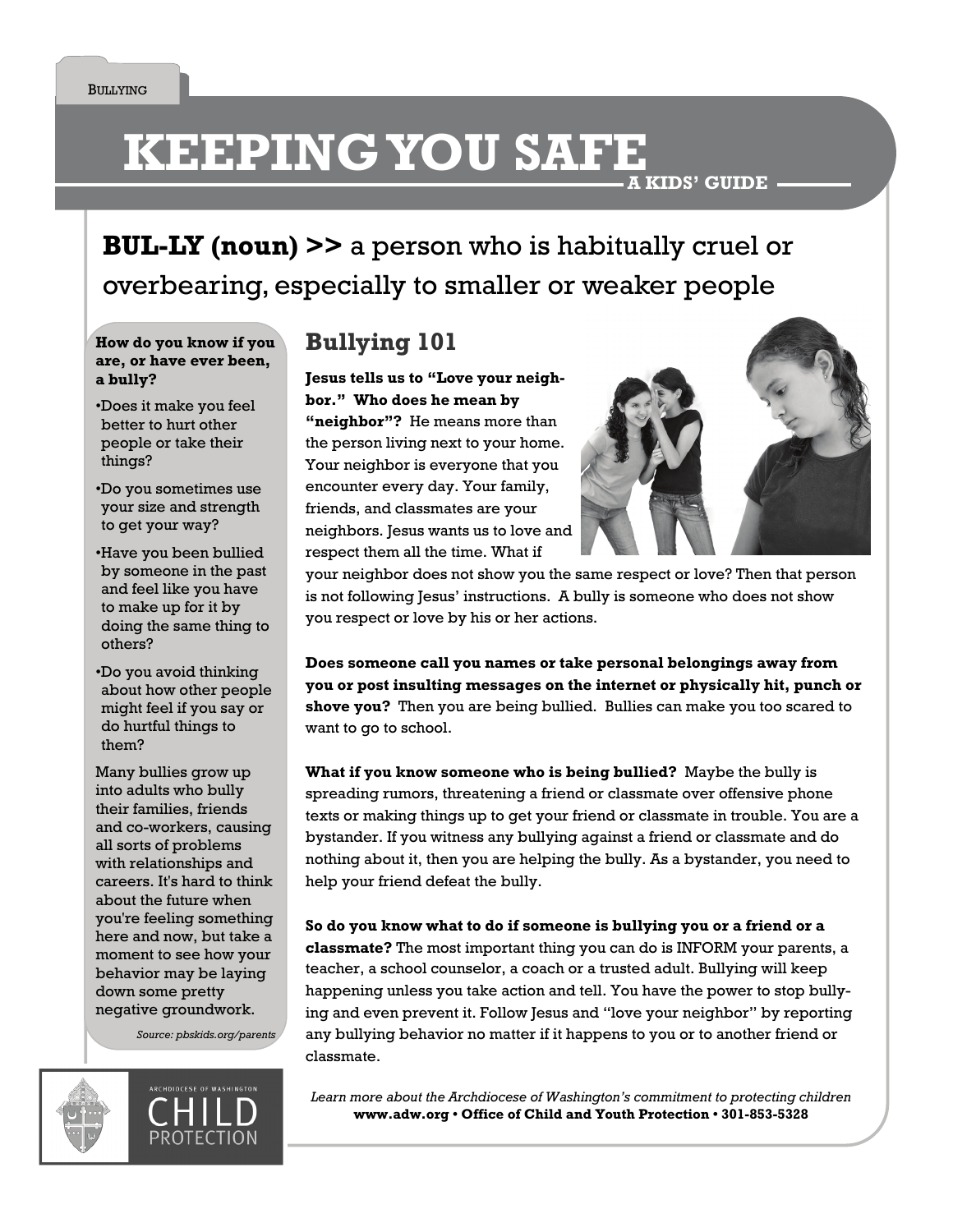BULLYING

# KEEPING YOU SAFE

A KIDS' GUIDE

**BUL-LY (noun) >>** a person who is habitually cruel or overbearing, especially to smaller or weaker people

## Bullying 101

**Jesus tells us to "Love your neighbor." Who does he mean by "neighbor"?** He means more than the person living next to your home. Your neighbor is everyone that you encounter every day. Your family, friends, and classmates are your neighbors. Jesus wants us to love and respect them all the time. What if your neighbor does not show you the same respect or love? Then that person is not following Jesus' instructions. A bully is someone who does not show you respect or love by his or her actions.

**Does someone call you names or take personal belongings away from you or post insulting messages on the internet or physically hit, punch or shove you?** Then you are being bullied. Bullies can make you too scared to want to go to school.

**What if you know someone who is being bullied?** Maybe the bully is spreading rumors, threatening a friend or classmate over offensive phone texts or making things up to get your friend or classmate in trouble. You are a bystander. If you witness any bullying against a friend or classmate and do nothing about it, then you are helping the bully. As a bystander, you need to help your friend defeat the bully.

**So do you know what to do if someone is bullying you or a friend or a classmate?** The most important thing you can do is INFORM your parents, a teacher, a school counselor, a coach or a trusted adult. Bullying will keep happening unless you take action and tell. You have the power to stop bullying and even prevent it. Follow Jesus and "love your neighbor" by reporting any bullying behavior no matter if it happens to you or to another friend or classmate.

**How do you know if you are, or have ever been, a bully?**

- Does it make you feel better to hurt other people or take their things?
- Do you sometimes use your size and strength to get your way?
- Have you been bullied by someone in the past and feel like you have to make up for it by doing the same thing to others?
- Do you avoid thinking about how other people might feel if you say or do hurtful things to them?

Many bullies grow up into adults who bully their families, friends and co-workers, causing all sorts of problems with relationships and careers. It's hard to think about the future when you're feeling something here and now, but take a moment to see how your behavior may be laying down some pretty negative groundwork.

*Source: pbskids.org/parents*

ARCHDIOCESE OF WASHINGTON CHILD PROTECTION

*Learn more about the Archdiocese of Washington's commitment to protecting children*
**www.adw.org • Office of Child and Youth Protection • 301-853-5328**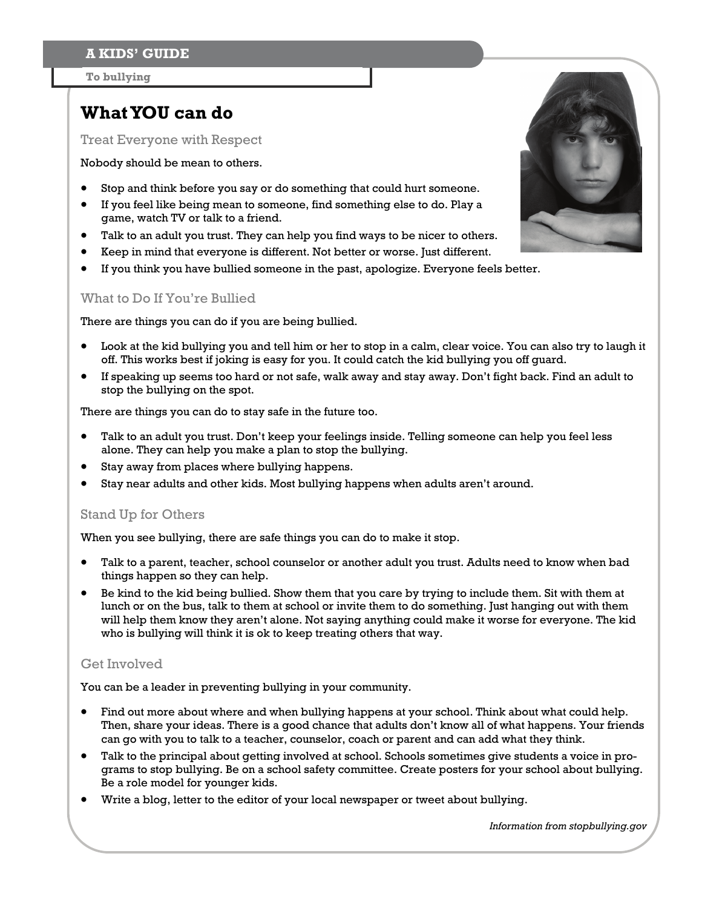**A KIDS' GUIDE**

**To bullying**

# What YOU can do

## Treat Everyone with Respect

Nobody should be mean to others.

- Stop and think before you say or do something that could hurt someone.
- If you feel like being mean to someone, find something else to do. Play a game, watch TV or talk to a friend.
- Talk to an adult you trust. They can help you find ways to be nicer to others.
- Keep in mind that everyone is different. Not better or worse. Just different.
- If you think you have bullied someone in the past, apologize. Everyone feels better.

## What to Do If You're Bullied

There are things you can do if you are being bullied.

- Look at the kid bullying you and tell him or her to stop in a calm, clear voice. You can also try to laugh it off. This works best if joking is easy for you. It could catch the kid bullying you off guard.
- If speaking up seems too hard or not safe, walk away and stay away. Don't fight back. Find an adult to stop the bullying on the spot.

There are things you can do to stay safe in the future too.

- Talk to an adult you trust. Don't keep your feelings inside. Telling someone can help you feel less alone. They can help you make a plan to stop the bullying.
- Stay away from places where bullying happens.
- Stay near adults and other kids. Most bullying happens when adults aren't around.

## Stand Up for Others

When you see bullying, there are safe things you can do to make it stop.

- Talk to a parent, teacher, school counselor or another adult you trust. Adults need to know when bad things happen so they can help.
- Be kind to the kid being bullied. Show them that you care by trying to include them. Sit with them at lunch or on the bus, talk to them at school or invite them to do something. Just hanging out with them will help them know they aren't alone. Not saying anything could make it worse for everyone. The kid who is bullying will think it is ok to keep treating others that way.

## Get Involved

You can be a leader in preventing bullying in your community.

- Find out more about where and when bullying happens at your school. Think about what could help. Then, share your ideas. There is a good chance that adults don't know all of what happens. Your friends can go with you to talk to a teacher, counselor, coach or parent and can add what they think.
- Talk to the principal about getting involved at school. Schools sometimes give students a voice in programs to stop bullying. Be on a school safety committee. Create posters for your school about bullying. Be a role model for younger kids.
- Write a blog, letter to the editor of your local newspaper or tweet about bullying.

*Information from stopbullying.gov*